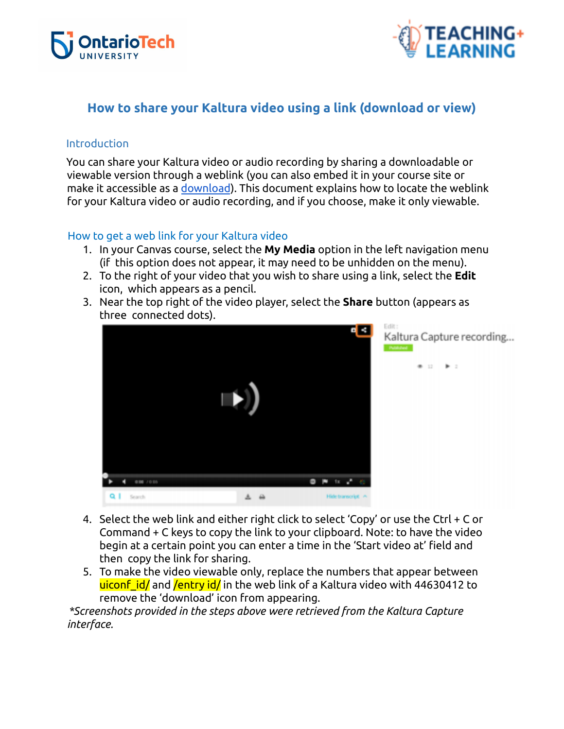# How to share your Kaltura video using a link (download or view)

## Introduction

You can share your Kaltura video or audio recording by sharing a downloadable or viewable version through a weblink (you can also embed it in your course site or make it accessible as a [download](download)). This document explains how to locate the weblink for your Kaltura video or audio recording, and if you choose, make it only viewable.

## How to get a web link for your Kaltura video

1. In your Canvas course, select the **My Media** option in the left navigation menu (if this option does not appear, it may need to be unhidden on the menu).
2. To the right of your video that you wish to share using a link, select the **Edit** icon, which appears as a pencil.
3. Near the top right of the video player, select the **Share** button (appears as three connected dots).
4. Select the web link and either right click to select 'Copy' or use the Ctrl + C or Command + C keys to copy the link to your clipboard. Note: to have the video begin at a certain point you can enter a time in the 'Start video at' field and then copy the link for sharing.
5. To make the video viewable only, replace the numbers that appear between uiconf_id/ and /entry id/ in the web link of a Kaltura video with 44630412 to remove the 'download' icon from appearing.

*\*Screenshots provided in the steps above were retrieved from the Kaltura Capture interface.*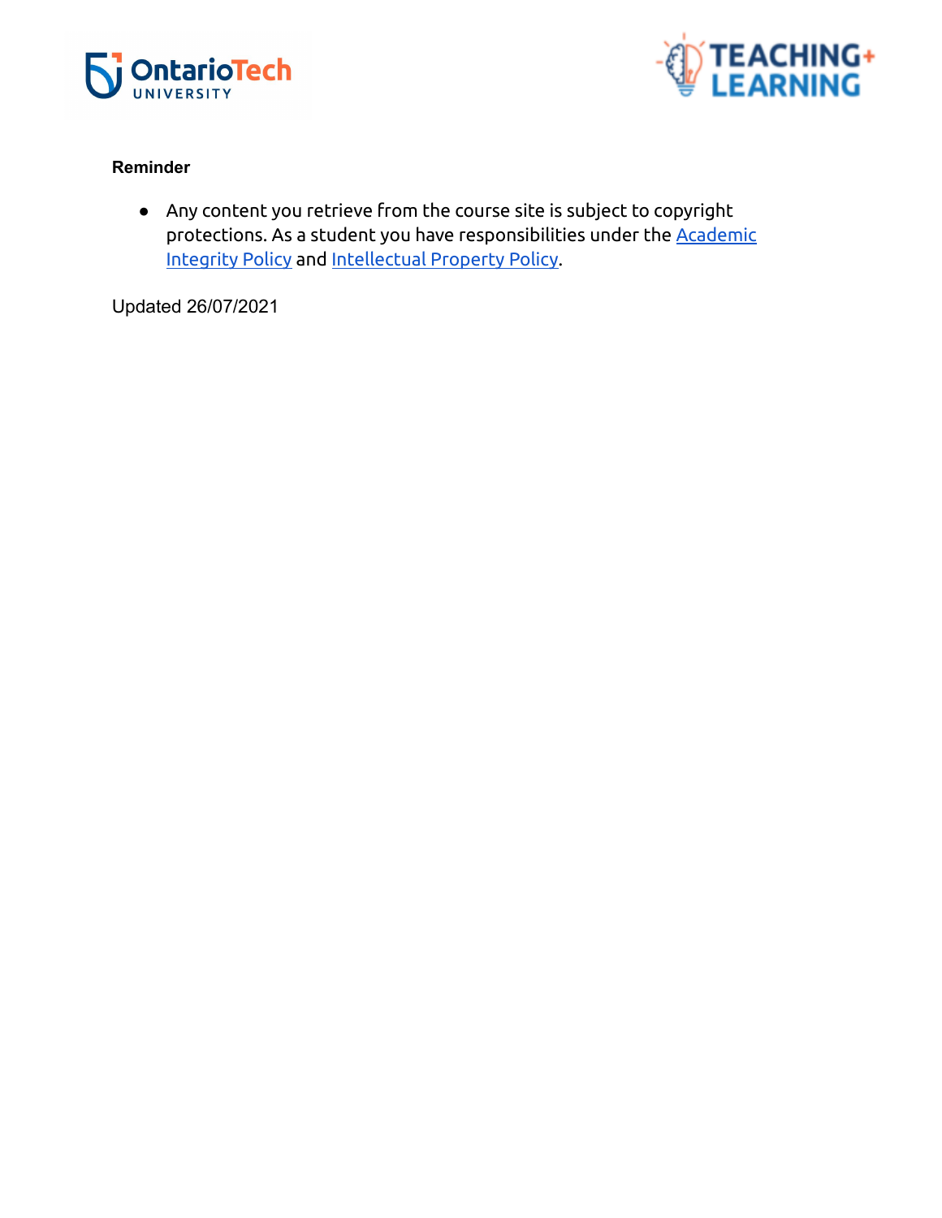**Reminder**

- Any content you retrieve from the course site is subject to copyright protections. As a student you have responsibilities under the Academic Integrity Policy and Intellectual Property Policy.

Updated 26/07/2021